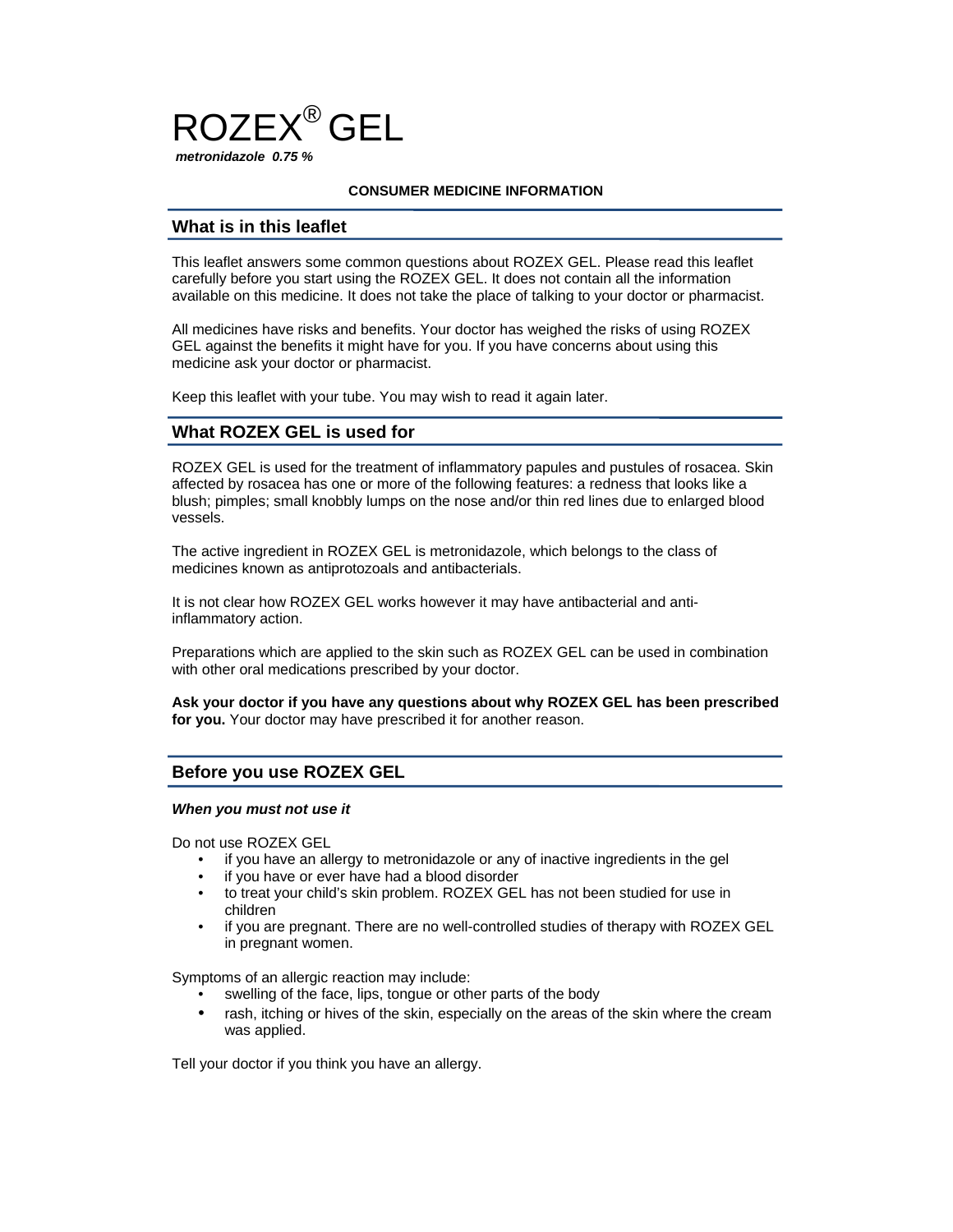# ROZEX® GEL

***metronidazole 0.75 %***

**CONSUMER MEDICINE INFORMATION**

## What is in this leaflet

This leaflet answers some common questions about ROZEX GEL. Please read this leaflet carefully before you start using the ROZEX GEL. It does not contain all the information available on this medicine. It does not take the place of talking to your doctor or pharmacist.

All medicines have risks and benefits. Your doctor has weighed the risks of using ROZEX GEL against the benefits it might have for you. If you have concerns about using this medicine ask your doctor or pharmacist.

Keep this leaflet with your tube. You may wish to read it again later.

## What ROZEX GEL is used for

ROZEX GEL is used for the treatment of inflammatory papules and pustules of rosacea. Skin affected by rosacea has one or more of the following features: a redness that looks like a blush; pimples; small knobbly lumps on the nose and/or thin red lines due to enlarged blood vessels.

The active ingredient in ROZEX GEL is metronidazole, which belongs to the class of medicines known as antiprotozoals and antibacterials.

It is not clear how ROZEX GEL works however it may have antibacterial and anti-inflammatory action.

Preparations which are applied to the skin such as ROZEX GEL can be used in combination with other oral medications prescribed by your doctor.

**Ask your doctor if you have any questions about why ROZEX GEL has been prescribed for you.** Your doctor may have prescribed it for another reason.

## Before you use ROZEX GEL

***When you must not use it***

Do not use ROZEX GEL

- if you have an allergy to metronidazole or any of inactive ingredients in the gel
- if you have or ever have had a blood disorder
- to treat your child's skin problem. ROZEX GEL has not been studied for use in children
- if you are pregnant. There are no well-controlled studies of therapy with ROZEX GEL in pregnant women.

Symptoms of an allergic reaction may include:

- swelling of the face, lips, tongue or other parts of the body
- rash, itching or hives of the skin, especially on the areas of the skin where the cream was applied.

Tell your doctor if you think you have an allergy.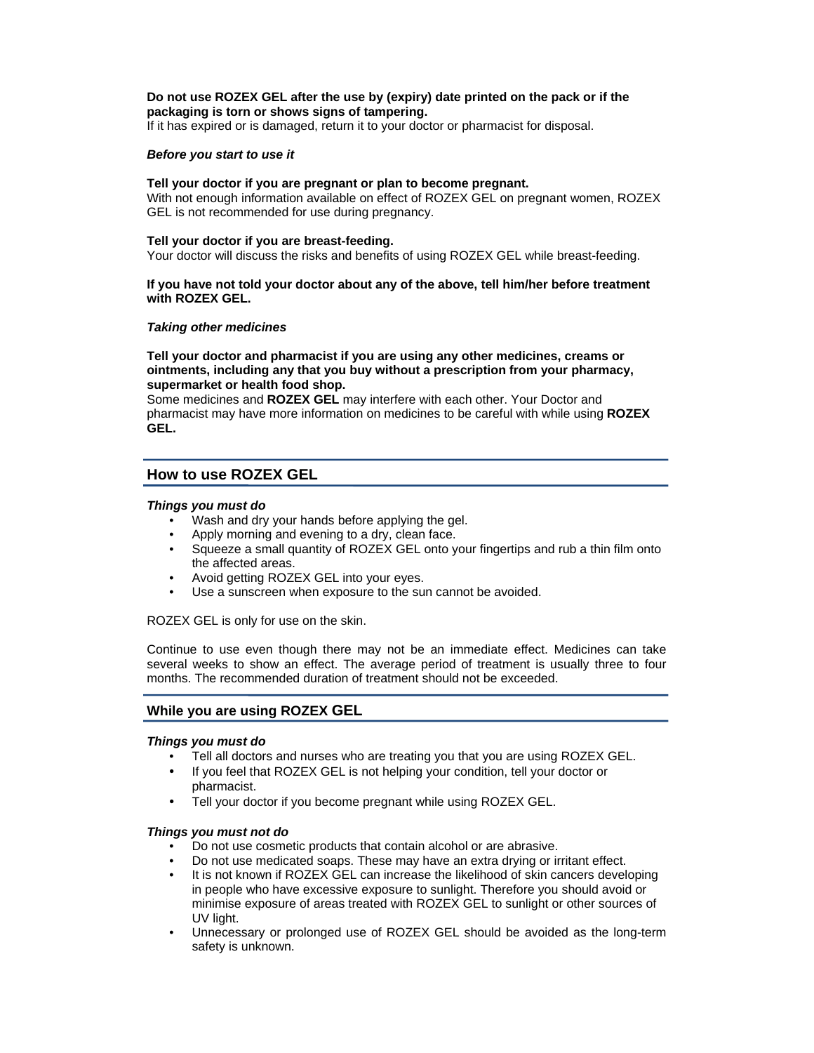**Do not use ROZEX GEL after the use by (expiry) date printed on the pack or if the packaging is torn or shows signs of tampering.**
If it has expired or is damaged, return it to your doctor or pharmacist for disposal.

***Before you start to use it***

**Tell your doctor if you are pregnant or plan to become pregnant.**
With not enough information available on effect of ROZEX GEL on pregnant women, ROZEX GEL is not recommended for use during pregnancy.

**Tell your doctor if you are breast-feeding.**
Your doctor will discuss the risks and benefits of using ROZEX GEL while breast-feeding.

**If you have not told your doctor about any of the above, tell him/her before treatment with ROZEX GEL.**

***Taking other medicines***

**Tell your doctor and pharmacist if you are using any other medicines, creams or ointments, including any that you buy without a prescription from your pharmacy, supermarket or health food shop.**
Some medicines and **ROZEX GEL** may interfere with each other. Your Doctor and pharmacist may have more information on medicines to be careful with while using **ROZEX GEL.**

## How to use ROZEX GEL

***Things you must do***

- Wash and dry your hands before applying the gel.
- Apply morning and evening to a dry, clean face.
- Squeeze a small quantity of ROZEX GEL onto your fingertips and rub a thin film onto the affected areas.
- Avoid getting ROZEX GEL into your eyes.
- Use a sunscreen when exposure to the sun cannot be avoided.

ROZEX GEL is only for use on the skin.

Continue to use even though there may not be an immediate effect. Medicines can take several weeks to show an effect. The average period of treatment is usually three to four months. The recommended duration of treatment should not be exceeded.

## While you are using ROZEX GEL

***Things you must do***

- Tell all doctors and nurses who are treating you that you are using ROZEX GEL.
- If you feel that ROZEX GEL is not helping your condition, tell your doctor or pharmacist.
- Tell your doctor if you become pregnant while using ROZEX GEL.

***Things you must not do***

- Do not use cosmetic products that contain alcohol or are abrasive.
- Do not use medicated soaps. These may have an extra drying or irritant effect.
- It is not known if ROZEX GEL can increase the likelihood of skin cancers developing in people who have excessive exposure to sunlight. Therefore you should avoid or minimise exposure of areas treated with ROZEX GEL to sunlight or other sources of UV light.
- Unnecessary or prolonged use of ROZEX GEL should be avoided as the long-term safety is unknown.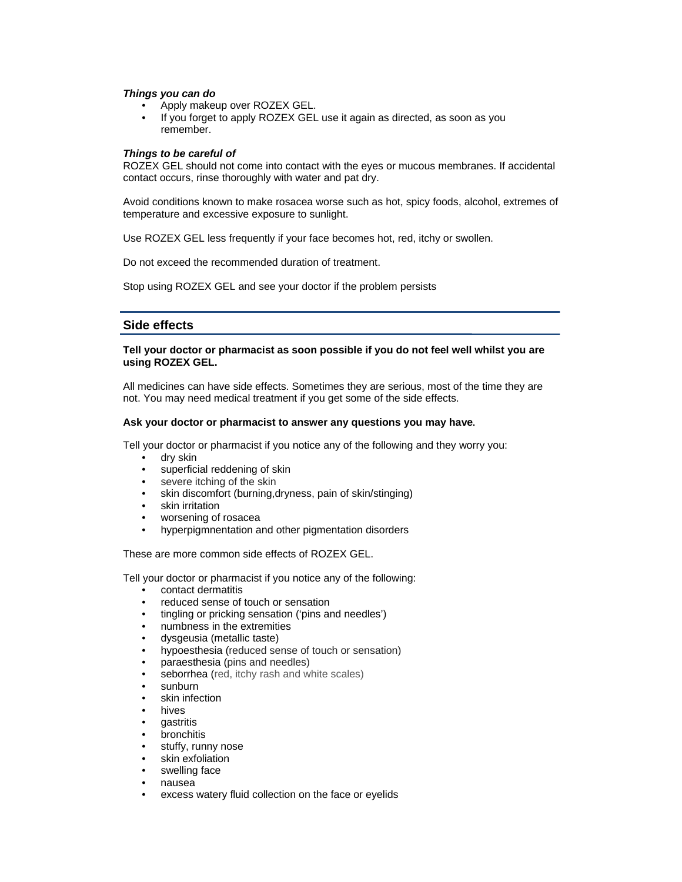***Things you can do***

- Apply makeup over ROZEX GEL.
- If you forget to apply ROZEX GEL use it again as directed, as soon as you remember.

***Things to be careful of***

ROZEX GEL should not come into contact with the eyes or mucous membranes. If accidental contact occurs, rinse thoroughly with water and pat dry.

Avoid conditions known to make rosacea worse such as hot, spicy foods, alcohol, extremes of temperature and excessive exposure to sunlight.

Use ROZEX GEL less frequently if your face becomes hot, red, itchy or swollen.

Do not exceed the recommended duration of treatment.

Stop using ROZEX GEL and see your doctor if the problem persists

## Side effects

**Tell your doctor or pharmacist as soon possible if you do not feel well whilst you are using ROZEX GEL.**

All medicines can have side effects. Sometimes they are serious, most of the time they are not. You may need medical treatment if you get some of the side effects.

**Ask your doctor or pharmacist to answer any questions you may have.**

Tell your doctor or pharmacist if you notice any of the following and they worry you:

- dry skin
- superficial reddening of skin
- severe itching of the skin
- skin discomfort (burning,dryness, pain of skin/stinging)
- skin irritation
- worsening of rosacea
- hyperpigmnentation and other pigmentation disorders

These are more common side effects of ROZEX GEL.

Tell your doctor or pharmacist if you notice any of the following:

- contact dermatitis
- reduced sense of touch or sensation
- tingling or pricking sensation ('pins and needles')
- numbness in the extremities
- dysgeusia (metallic taste)
- hypoesthesia (reduced sense of touch or sensation)
- paraesthesia (pins and needles)
- seborrhea (red, itchy rash and white scales)
- sunburn
- skin infection
- hives
- gastritis
- bronchitis
- stuffy, runny nose
- skin exfoliation
- swelling face
- nausea
- excess watery fluid collection on the face or eyelids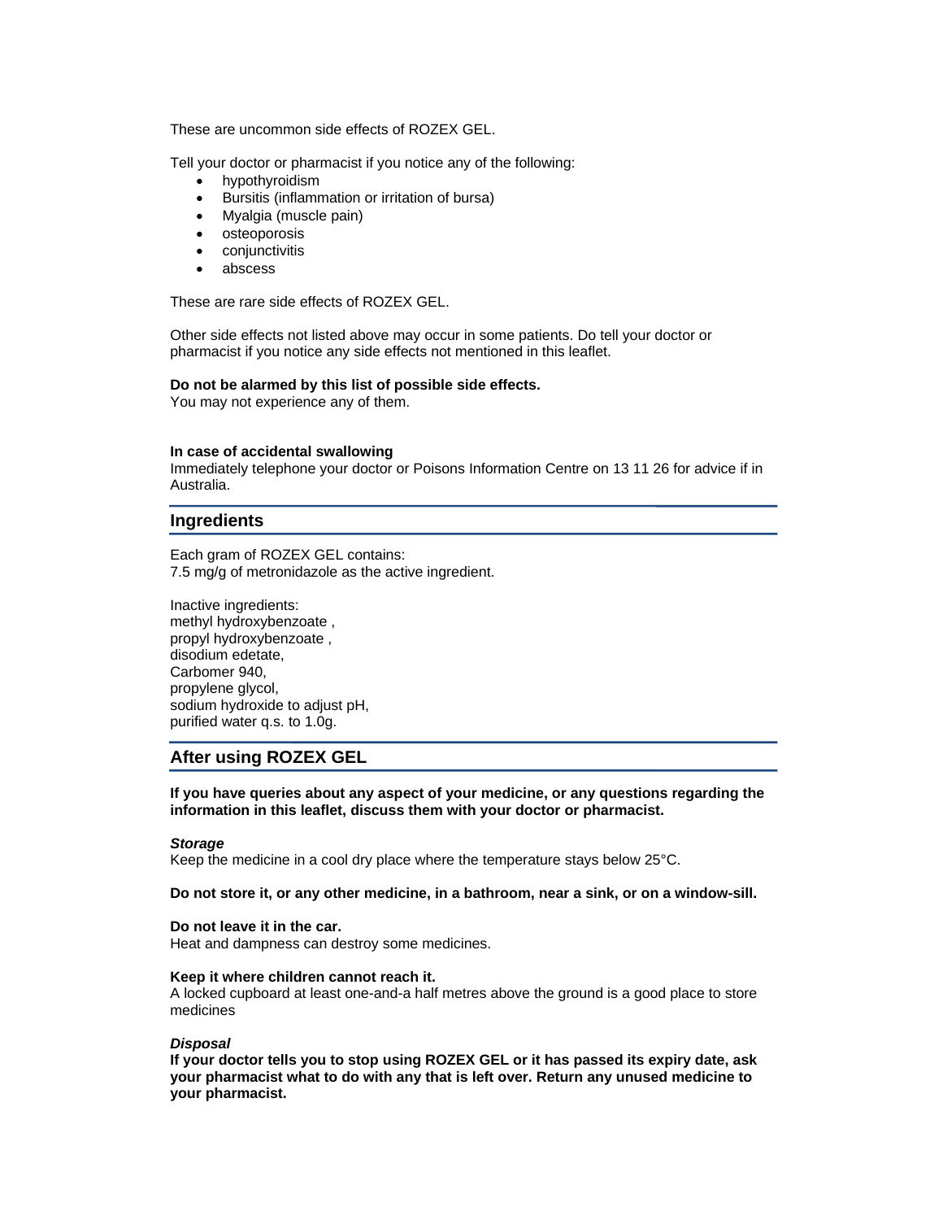These are uncommon side effects of ROZEX GEL.

Tell your doctor or pharmacist if you notice any of the following:

- hypothyroidism
- Bursitis (inflammation or irritation of bursa)
- Myalgia (muscle pain)
- osteoporosis
- conjunctivitis
- abscess

These are rare side effects of ROZEX GEL.

Other side effects not listed above may occur in some patients. Do tell your doctor or pharmacist if you notice any side effects not mentioned in this leaflet.

**Do not be alarmed by this list of possible side effects.**
You may not experience any of them.

**In case of accidental swallowing**
Immediately telephone your doctor or Poisons Information Centre on 13 11 26 for advice if in Australia.

## Ingredients

Each gram of ROZEX GEL contains:
7.5 mg/g of metronidazole as the active ingredient.

Inactive ingredients:
methyl hydroxybenzoate ,
propyl hydroxybenzoate ,
disodium edetate,
Carbomer 940,
propylene glycol,
sodium hydroxide to adjust pH,
purified water q.s. to 1.0g.

## After using ROZEX GEL

**If you have queries about any aspect of your medicine, or any questions regarding the information in this leaflet, discuss them with your doctor or pharmacist.**

***Storage***
Keep the medicine in a cool dry place where the temperature stays below 25°C.

**Do not store it, or any other medicine, in a bathroom, near a sink, or on a window-sill.**

**Do not leave it in the car.**
Heat and dampness can destroy some medicines.

**Keep it where children cannot reach it.**
A locked cupboard at least one-and-a half metres above the ground is a good place to store medicines

***Disposal***
**If your doctor tells you to stop using ROZEX GEL or it has passed its expiry date, ask your pharmacist what to do with any that is left over. Return any unused medicine to your pharmacist.**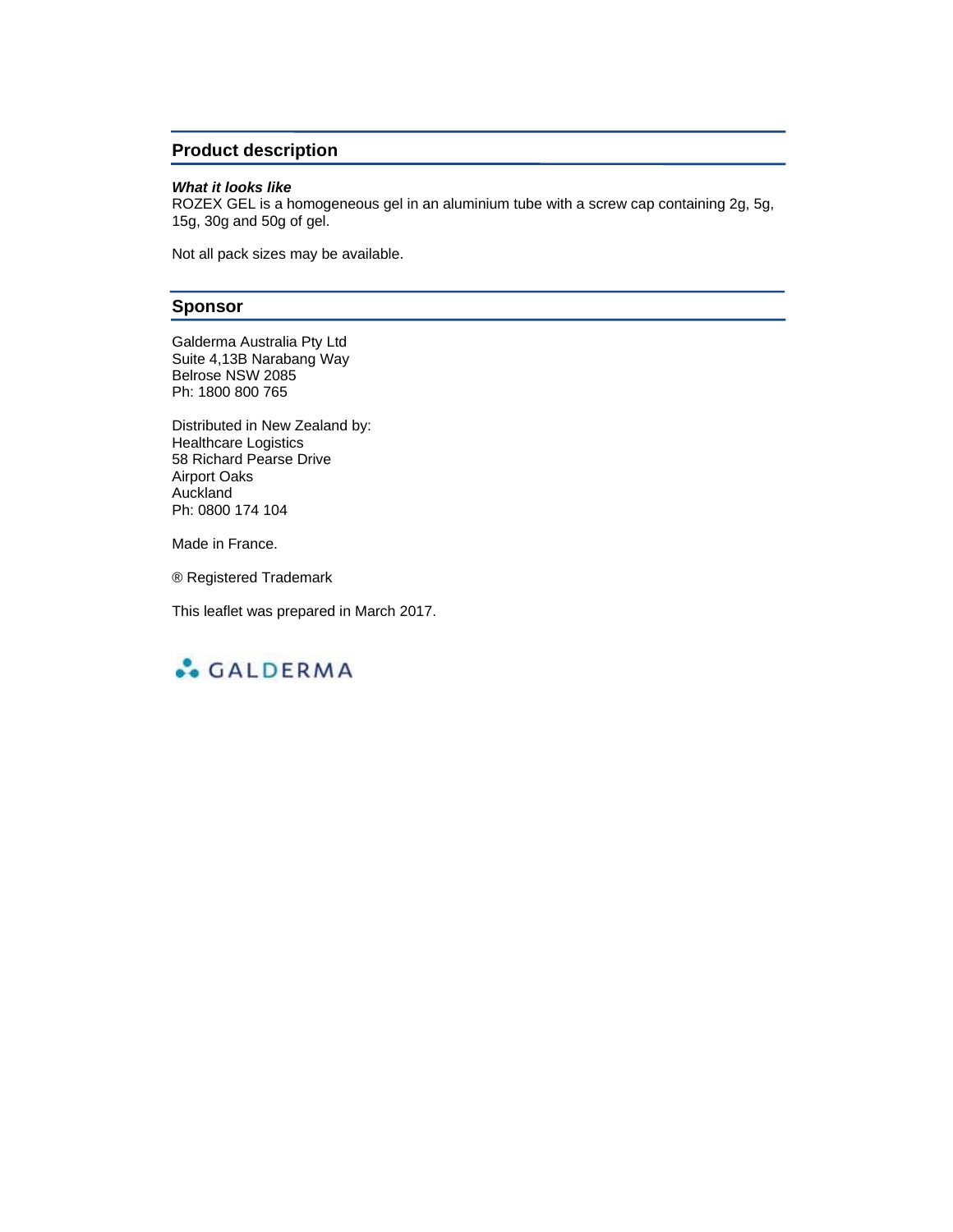## Product description

***What it looks like***

ROZEX GEL is a homogeneous gel in an aluminium tube with a screw cap containing 2g, 5g, 15g, 30g and 50g of gel.

Not all pack sizes may be available.

## Sponsor

Galderma Australia Pty Ltd
Suite 4,13B Narabang Way
Belrose NSW 2085
Ph: 1800 800 765

Distributed in New Zealand by:
Healthcare Logistics
58 Richard Pearse Drive
Airport Oaks
Auckland
Ph: 0800 174 104

Made in France.

® Registered Trademark

This leaflet was prepared in March 2017.

GALDERMA